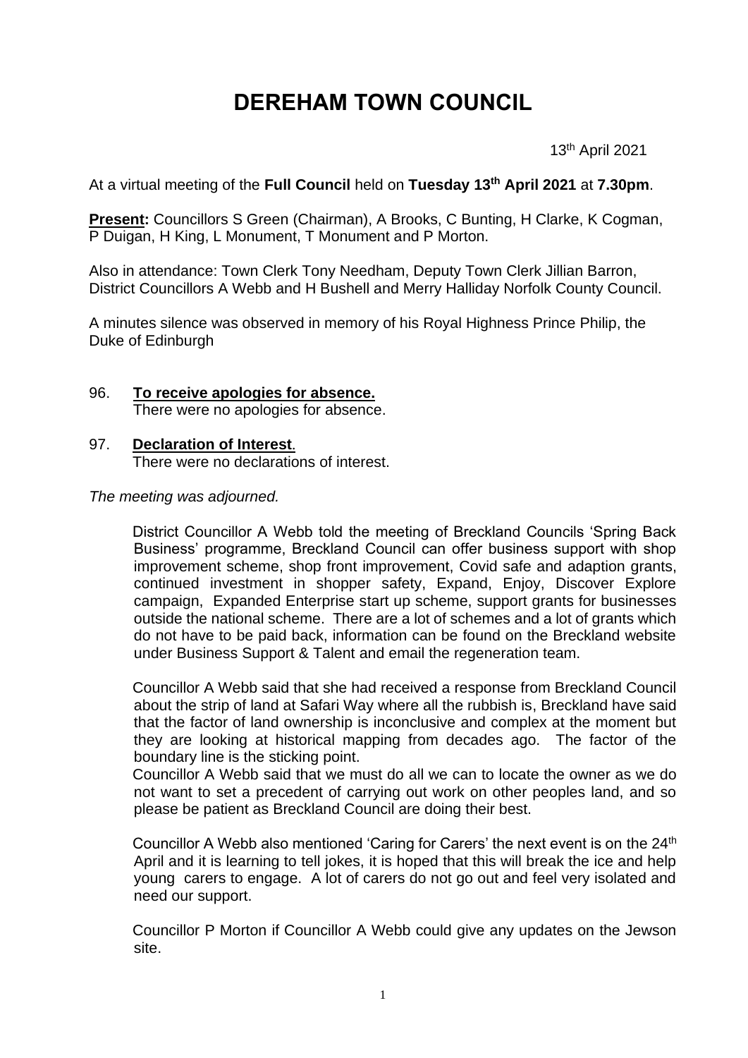# DEREHAM TOWN COUNCIL

13th April 2021

At a virtual meeting of the **Full Council** held on **Tuesday 13th April 2021** at **7.30pm**.

**Present:** Councillors S Green (Chairman), A Brooks, C Bunting, H Clarke, K Cogman, P Duigan, H King, L Monument, T Monument and P Morton.

Also in attendance: Town Clerk Tony Needham, Deputy Town Clerk Jillian Barron, District Councillors A Webb and H Bushell and Merry Halliday Norfolk County Council.

A minutes silence was observed in memory of his Royal Highness Prince Philip, the Duke of Edinburgh

96. **To receive apologies for absence.**
    There were no apologies for absence.

97. **Declaration of Interest.**
    There were no declarations of interest.

*The meeting was adjourned.*

District Councillor A Webb told the meeting of Breckland Councils 'Spring Back Business' programme, Breckland Council can offer business support with shop improvement scheme, shop front improvement, Covid safe and adaption grants, continued investment in shopper safety, Expand, Enjoy, Discover Explore campaign, Expanded Enterprise start up scheme, support grants for businesses outside the national scheme. There are a lot of schemes and a lot of grants which do not have to be paid back, information can be found on the Breckland website under Business Support & Talent and email the regeneration team.

Councillor A Webb said that she had received a response from Breckland Council about the strip of land at Safari Way where all the rubbish is, Breckland have said that the factor of land ownership is inconclusive and complex at the moment but they are looking at historical mapping from decades ago. The factor of the boundary line is the sticking point.
Councillor A Webb said that we must do all we can to locate the owner as we do not want to set a precedent of carrying out work on other peoples land, and so please be patient as Breckland Council are doing their best.

Councillor A Webb also mentioned 'Caring for Carers' the next event is on the 24th April and it is learning to tell jokes, it is hoped that this will break the ice and help young carers to engage. A lot of carers do not go out and feel very isolated and need our support.

Councillor P Morton if Councillor A Webb could give any updates on the Jewson site.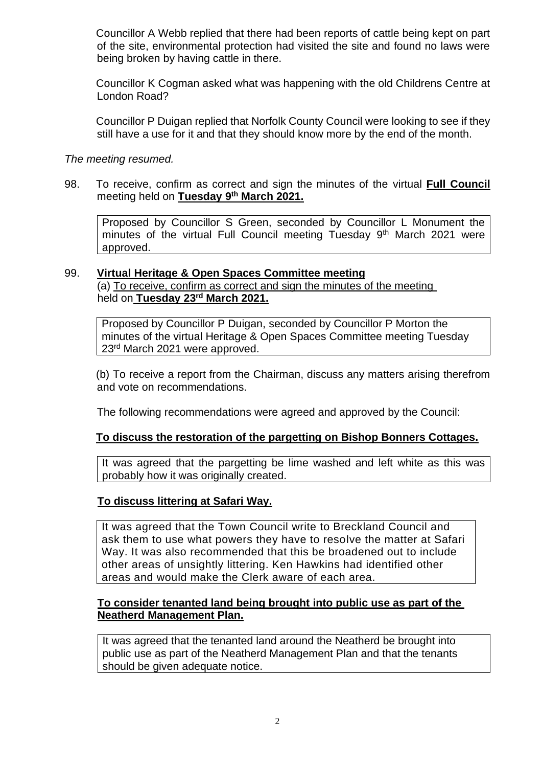Councillor A Webb replied that there had been reports of cattle being kept on part of the site, environmental protection had visited the site and found no laws were being broken by having cattle in there.

Councillor K Cogman asked what was happening with the old Childrens Centre at London Road?

Councillor P Duigan replied that Norfolk County Council were looking to see if they still have a use for it and that they should know more by the end of the month.

*The meeting resumed.*

98. To receive, confirm as correct and sign the minutes of the virtual **Full Council** meeting held on **Tuesday 9th March 2021.**

Proposed by Councillor S Green, seconded by Councillor L Monument the minutes of the virtual Full Council meeting Tuesday 9th March 2021 were approved.

99. **Virtual Heritage & Open Spaces Committee meeting**

(a) To receive, confirm as correct and sign the minutes of the meeting held on **Tuesday 23rd March 2021.**

Proposed by Councillor P Duigan, seconded by Councillor P Morton the minutes of the virtual Heritage & Open Spaces Committee meeting Tuesday 23rd March 2021 were approved.

(b) To receive a report from the Chairman, discuss any matters arising therefrom and vote on recommendations.

The following recommendations were agreed and approved by the Council:

**To discuss the restoration of the pargetting on Bishop Bonners Cottages.**

It was agreed that the pargetting be lime washed and left white as this was probably how it was originally created.

**To discuss littering at Safari Way.**

It was agreed that the Town Council write to Breckland Council and ask them to use what powers they have to resolve the matter at Safari Way. It was also recommended that this be broadened out to include other areas of unsightly littering. Ken Hawkins had identified other areas and would make the Clerk aware of each area.

**To consider tenanted land being brought into public use as part of the Neatherd Management Plan.**

It was agreed that the tenanted land around the Neatherd be brought into public use as part of the Neatherd Management Plan and that the tenants should be given adequate notice.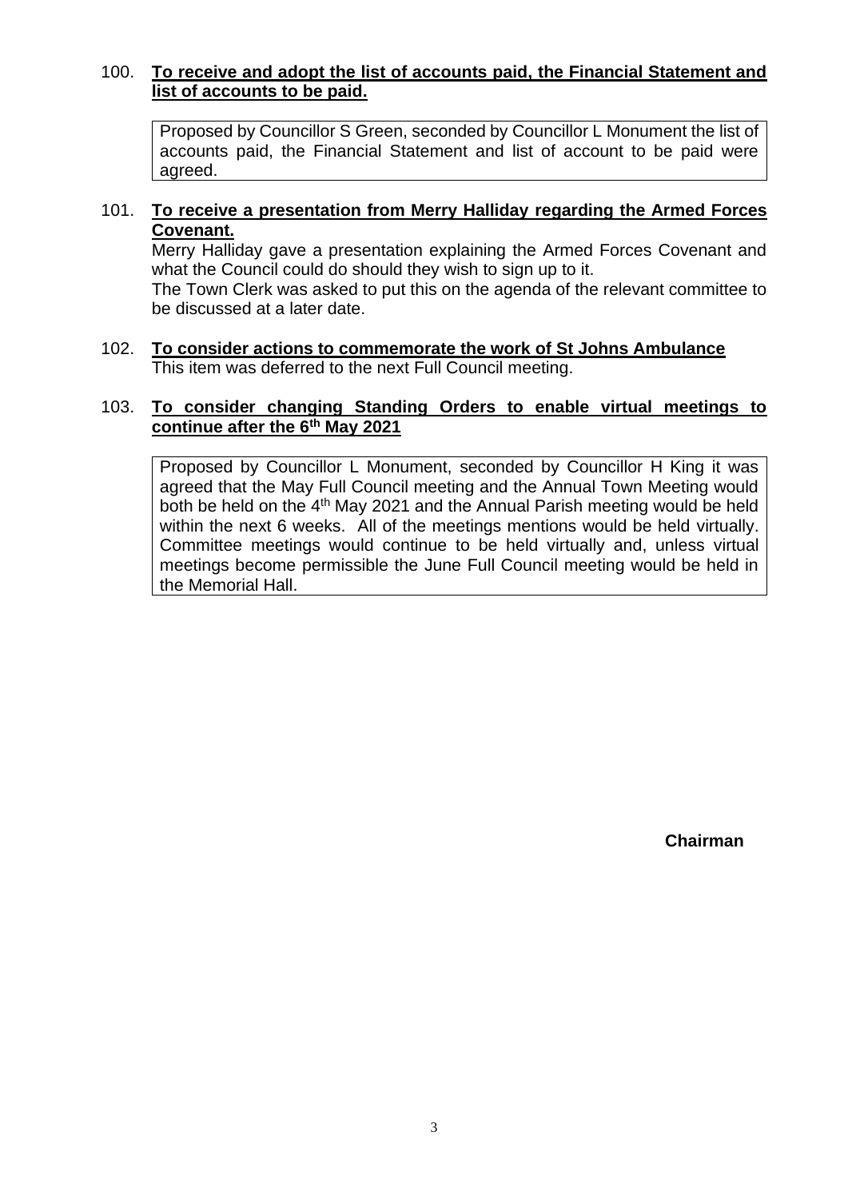100. **To receive and adopt the list of accounts paid, the Financial Statement and list of accounts to be paid.**

Proposed by Councillor S Green, seconded by Councillor L Monument the list of accounts paid, the Financial Statement and list of account to be paid were agreed.

101. **To receive a presentation from Merry Halliday regarding the Armed Forces Covenant.**

Merry Halliday gave a presentation explaining the Armed Forces Covenant and what the Council could do should they wish to sign up to it.
The Town Clerk was asked to put this on the agenda of the relevant committee to be discussed at a later date.

102. **To consider actions to commemorate the work of St Johns Ambulance**

This item was deferred to the next Full Council meeting.

103. **To consider changing Standing Orders to enable virtual meetings to continue after the 6th May 2021**

Proposed by Councillor L Monument, seconded by Councillor H King it was agreed that the May Full Council meeting and the Annual Town Meeting would both be held on the 4th May 2021 and the Annual Parish meeting would be held within the next 6 weeks. All of the meetings mentions would be held virtually. Committee meetings would continue to be held virtually and, unless virtual meetings become permissible the June Full Council meeting would be held in the Memorial Hall.

**Chairman**